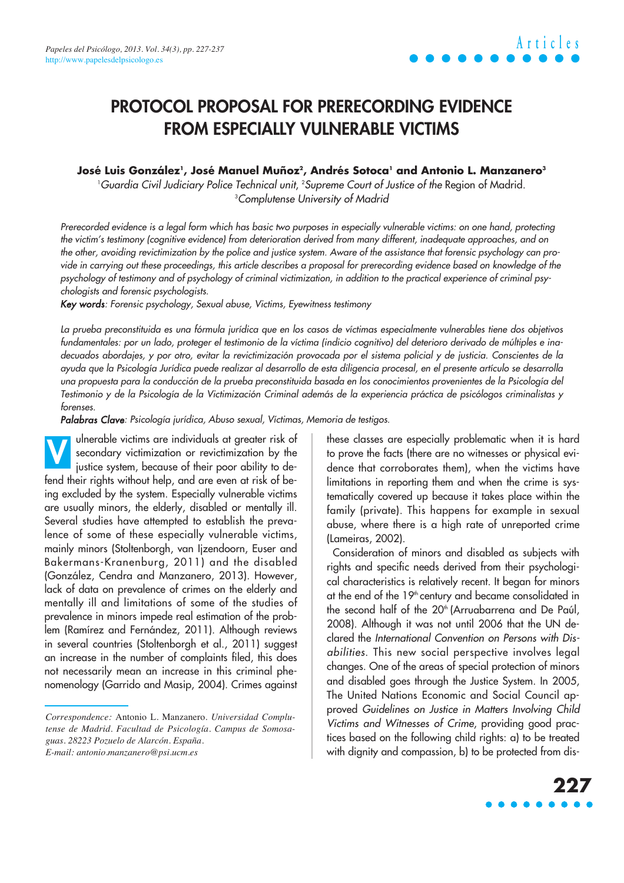# PROTOCOL PROPOSAL FOR PRERECORDING EVIDENCE FROM ESPECIALLY VULNERABLE VICTIMS

**José Luis González[1], José Manuel Muñoz[2], Andrés Sotoca[1] and Antonio L. Manzanero[3]**

[1]*Guardia Civil Judiciary Police Technical unit*, [2]*Supreme Court of Justice of the* Region of Madrid.
[3]*Complutense University of Madrid*

*Prerecorded evidence is a legal form which has basic two purposes in especially vulnerable victims: on one hand, protecting the victim's testimony (cognitive evidence) from deterioration derived from many different, inadequate approaches, and on the other, avoiding revictimization by the police and justice system. Aware of the assistance that forensic psychology can provide in carrying out these proceedings, this article describes a proposal for prerecording evidence based on knowledge of the psychology of testimony and of psychology of criminal victimization, in addition to the practical experience of criminal psychologists and forensic psychologists.*

***Key words****: Forensic psychology, Sexual abuse, Victims, Eyewitness testimony*

*La prueba preconstituida es una fórmula jurídica que en los casos de víctimas especialmente vulnerables tiene dos objetivos fundamentales: por un lado, proteger el testimonio de la víctima (indicio cognitivo) del deterioro derivado de múltiples e inadecuados abordajes, y por otro, evitar la revictimización provocada por el sistema policial y de justicia. Conscientes de la ayuda que la Psicología Jurídica puede realizar al desarrollo de esta diligencia procesal, en el presente artículo se desarrolla una propuesta para la conducción de la prueba preconstituida basada en los conocimientos provenientes de la Psicología del Testimonio y de la Psicología de la Victimización Criminal además de la experiencia práctica de psicólogos criminalistas y forenses.*

***Palabras Clave****: Psicología jurídica, Abuso sexual, Víctimas, Memoria de testigos.*

Vulnerable victims are individuals at greater risk of secondary victimization or revictimization by the justice system, because of their poor ability to defend their rights without help, and are even at risk of being excluded by the system. Especially vulnerable victims are usually minors, the elderly, disabled or mentally ill. Several studies have attempted to establish the prevalence of some of these especially vulnerable victims, mainly minors (Stoltenborgh, van Ijzendoorn, Euser and Bakermans-Kranenburg, 2011) and the disabled (González, Cendra and Manzanero, 2013). However, lack of data on prevalence of crimes on the elderly and mentally ill and limitations of some of the studies of prevalence in minors impede real estimation of the problem (Ramírez and Fernández, 2011). Although reviews in several countries (Stoltenborgh et al., 2011) suggest an increase in the number of complaints filed, this does not necessarily mean an increase in this criminal phenomenology (Garrido and Masip, 2004). Crimes against these classes are especially problematic when it is hard to prove the facts (there are no witnesses or physical evidence that corroborates them), when the victims have limitations in reporting them and when the crime is systematically covered up because it takes place within the family (private). This happens for example in sexual abuse, where there is a high rate of unreported crime (Lameiras, 2002).

Consideration of minors and disabled as subjects with rights and specific needs derived from their psychological characteristics is relatively recent. It began for minors at the end of the 19th century and became consolidated in the second half of the 20th (Arruabarrena and De Paúl, 2008). Although it was not until 2006 that the UN declared the *International Convention on Persons with Disabilities*. This new social perspective involves legal changes. One of the areas of special protection of minors and disabled goes through the Justice System. In 2005, The United Nations Economic and Social Council approved *Guidelines on Justice in Matters Involving Child Victims and Witnesses of Crime*, providing good practices based on the following child rights: a) to be treated with dignity and compassion, b) to be protected from dis-

*Correspondence:* Antonio L. Manzanero. *Universidad Complutense de Madrid. Facultad de Psicología. Campus de Somosaguas. 28223 Pozuelo de Alarcón. España.*
*E-mail: antonio.manzanero@psi.ucm.es*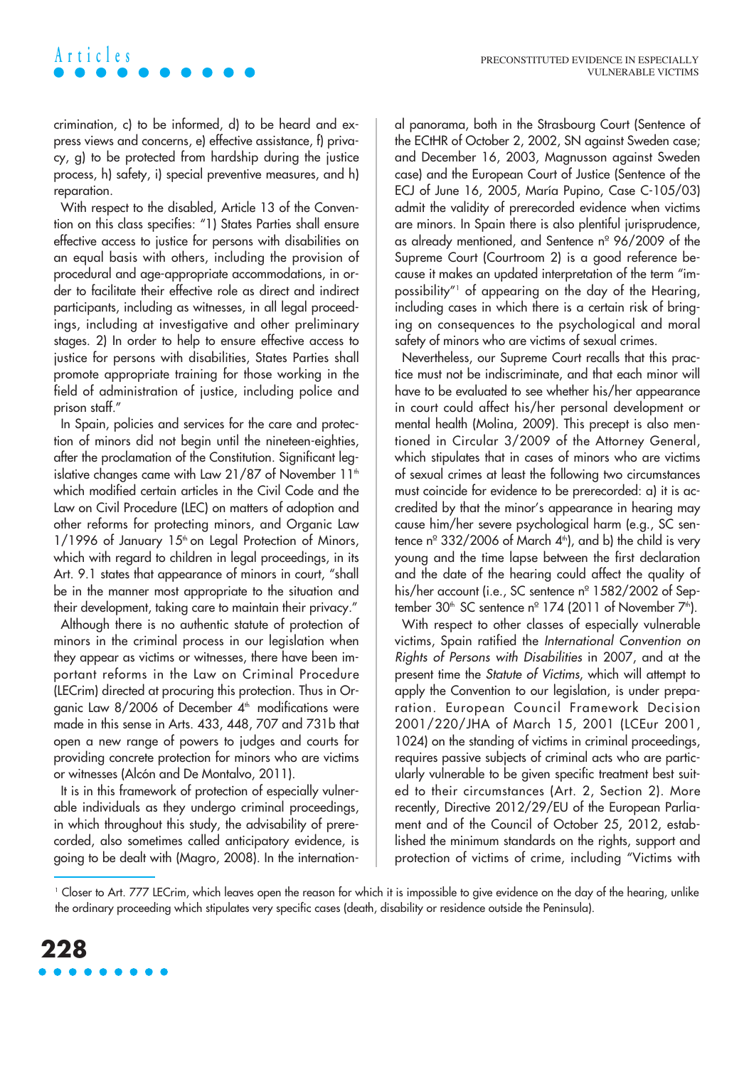crimination, c) to be informed, d) to be heard and express views and concerns, e) effective assistance, f) privacy, g) to be protected from hardship during the justice process, h) safety, i) special preventive measures, and h) reparation.

With respect to the disabled, Article 13 of the Convention on this class specifies: "1) States Parties shall ensure effective access to justice for persons with disabilities on an equal basis with others, including the provision of procedural and age-appropriate accommodations, in order to facilitate their effective role as direct and indirect participants, including as witnesses, in all legal proceedings, including at investigative and other preliminary stages. 2) In order to help to ensure effective access to justice for persons with disabilities, States Parties shall promote appropriate training for those working in the field of administration of justice, including police and prison staff."

In Spain, policies and services for the care and protection of minors did not begin until the nineteen-eighties, after the proclamation of the Constitution. Significant legislative changes came with Law 21/87 of November 11th which modified certain articles in the Civil Code and the Law on Civil Procedure (LEC) on matters of adoption and other reforms for protecting minors, and Organic Law 1/1996 of January 15th on Legal Protection of Minors, which with regard to children in legal proceedings, in its Art. 9.1 states that appearance of minors in court, "shall be in the manner most appropriate to the situation and their development, taking care to maintain their privacy."

Although there is no authentic statute of protection of minors in the criminal process in our legislation when they appear as victims or witnesses, there have been important reforms in the Law on Criminal Procedure (LECrim) directed at procuring this protection. Thus in Organic Law 8/2006 of December 4th modifications were made in this sense in Arts. 433, 448, 707 and 731b that open a new range of powers to judges and courts for providing concrete protection for minors who are victims or witnesses (Alcón and De Montalvo, 2011).

It is in this framework of protection of especially vulnerable individuals as they undergo criminal proceedings, in which throughout this study, the advisability of prerecorded, also sometimes called anticipatory evidence, is going to be dealt with (Magro, 2008). In the international panorama, both in the Strasbourg Court (Sentence of the ECtHR of October 2, 2002, SN against Sweden case; and December 16, 2003, Magnusson against Sweden case) and the European Court of Justice (Sentence of the ECJ of June 16, 2005, María Pupino, Case C-105/03) admit the validity of prerecorded evidence when victims are minors. In Spain there is also plentiful jurisprudence, as already mentioned, and Sentence nº 96/2009 of the Supreme Court (Courtroom 2) is a good reference because it makes an updated interpretation of the term "impossibility"[1] of appearing on the day of the Hearing, including cases in which there is a certain risk of bringing on consequences to the psychological and moral safety of minors who are victims of sexual crimes.

Nevertheless, our Supreme Court recalls that this practice must not be indiscriminate, and that each minor will have to be evaluated to see whether his/her appearance in court could affect his/her personal development or mental health (Molina, 2009). This precept is also mentioned in Circular 3/2009 of the Attorney General, which stipulates that in cases of minors who are victims of sexual crimes at least the following two circumstances must coincide for evidence to be prerecorded: a) it is accredited by that the minor's appearance in hearing may cause him/her severe psychological harm (e.g., SC sentence nº 332/2006 of March 4th), and b) the child is very young and the time lapse between the first declaration and the date of the hearing could affect the quality of his/her account (i.e., SC sentence nº 1582/2002 of September 30th SC sentence nº 174 (2011 of November 7th).

With respect to other classes of especially vulnerable victims, Spain ratified the *International Convention on Rights of Persons with Disabilities* in 2007, and at the present time the *Statute of Victims*, which will attempt to apply the Convention to our legislation, is under preparation. European Council Framework Decision 2001/220/JHA of March 15, 2001 (LCEur 2001, 1024) on the standing of victims in criminal proceedings, requires passive subjects of criminal acts who are particularly vulnerable to be given specific treatment best suited to their circumstances (Art. 2, Section 2). More recently, Directive 2012/29/EU of the European Parliament and of the Council of October 25, 2012, established the minimum standards on the rights, support and protection of victims of crime, including "Victims with

[1] Closer to Art. 777 LECrim, which leaves open the reason for which it is impossible to give evidence on the day of the hearing, unlike the ordinary proceeding which stipulates very specific cases (death, disability or residence outside the Peninsula).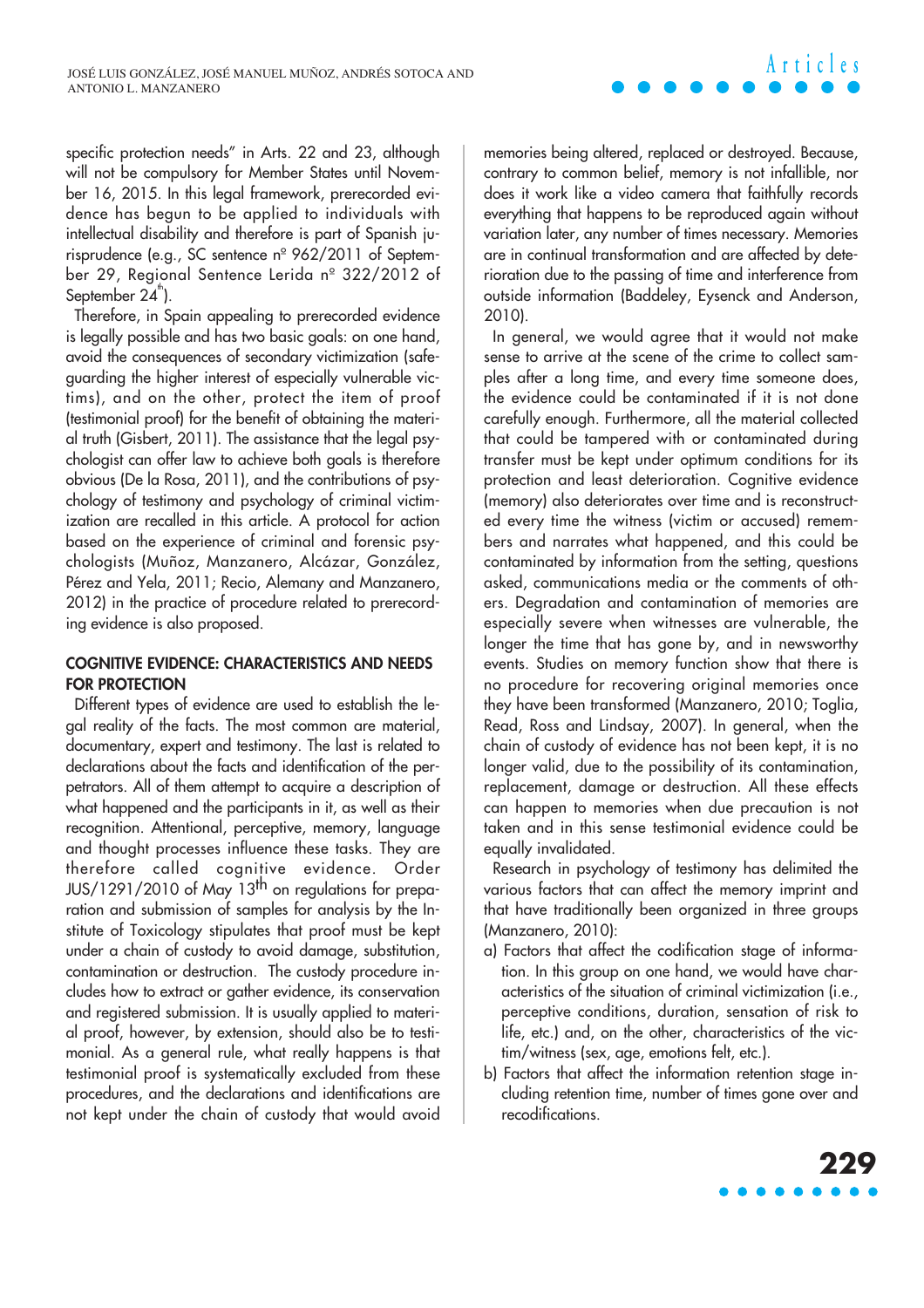specific protection needs" in Arts. 22 and 23, although will not be compulsory for Member States until November 16, 2015. In this legal framework, prerecorded evidence has begun to be applied to individuals with intellectual disability and therefore is part of Spanish jurisprudence (e.g., SC sentence nº 962/2011 of September 29, Regional Sentence Lerida nº 322/2012 of September 24th).

Therefore, in Spain appealing to prerecorded evidence is legally possible and has two basic goals: on one hand, avoid the consequences of secondary victimization (safeguarding the higher interest of especially vulnerable victims), and on the other, protect the item of proof (testimonial proof) for the benefit of obtaining the material truth (Gisbert, 2011). The assistance that the legal psychologist can offer law to achieve both goals is therefore obvious (De la Rosa, 2011), and the contributions of psychology of testimony and psychology of criminal victimization are recalled in this article. A protocol for action based on the experience of criminal and forensic psychologists (Muñoz, Manzanero, Alcázar, González, Pérez and Yela, 2011; Recio, Alemany and Manzanero, 2012) in the practice of procedure related to prerecording evidence is also proposed.

## COGNITIVE EVIDENCE: CHARACTERISTICS AND NEEDS FOR PROTECTION

Different types of evidence are used to establish the legal reality of the facts. The most common are material, documentary, expert and testimony. The last is related to declarations about the facts and identification of the perpetrators. All of them attempt to acquire a description of what happened and the participants in it, as well as their recognition. Attentional, perceptive, memory, language and thought processes influence these tasks. They are therefore called cognitive evidence. Order JUS/1291/2010 of May 13th on regulations for preparation and submission of samples for analysis by the Institute of Toxicology stipulates that proof must be kept under a chain of custody to avoid damage, substitution, contamination or destruction. The custody procedure includes how to extract or gather evidence, its conservation and registered submission. It is usually applied to material proof, however, by extension, should also be to testimonial. As a general rule, what really happens is that testimonial proof is systematically excluded from these procedures, and the declarations and identifications are not kept under the chain of custody that would avoid memories being altered, replaced or destroyed. Because, contrary to common belief, memory is not infallible, nor does it work like a video camera that faithfully records everything that happens to be reproduced again without variation later, any number of times necessary. Memories are in continual transformation and are affected by deterioration due to the passing of time and interference from outside information (Baddeley, Eysenck and Anderson, 2010).

In general, we would agree that it would not make sense to arrive at the scene of the crime to collect samples after a long time, and every time someone does, the evidence could be contaminated if it is not done carefully enough. Furthermore, all the material collected that could be tampered with or contaminated during transfer must be kept under optimum conditions for its protection and least deterioration. Cognitive evidence (memory) also deteriorates over time and is reconstructed every time the witness (victim or accused) remembers and narrates what happened, and this could be contaminated by information from the setting, questions asked, communications media or the comments of others. Degradation and contamination of memories are especially severe when witnesses are vulnerable, the longer the time that has gone by, and in newsworthy events. Studies on memory function show that there is no procedure for recovering original memories once they have been transformed (Manzanero, 2010; Toglia, Read, Ross and Lindsay, 2007). In general, when the chain of custody of evidence has not been kept, it is no longer valid, due to the possibility of its contamination, replacement, damage or destruction. All these effects can happen to memories when due precaution is not taken and in this sense testimonial evidence could be equally invalidated.

Research in psychology of testimony has delimited the various factors that can affect the memory imprint and that have traditionally been organized in three groups (Manzanero, 2010):

a) Factors that affect the codification stage of information. In this group on one hand, we would have characteristics of the situation of criminal victimization (i.e., perceptive conditions, duration, sensation of risk to life, etc.) and, on the other, characteristics of the victim/witness (sex, age, emotions felt, etc.).
b) Factors that affect the information retention stage including retention time, number of times gone over and recodifications.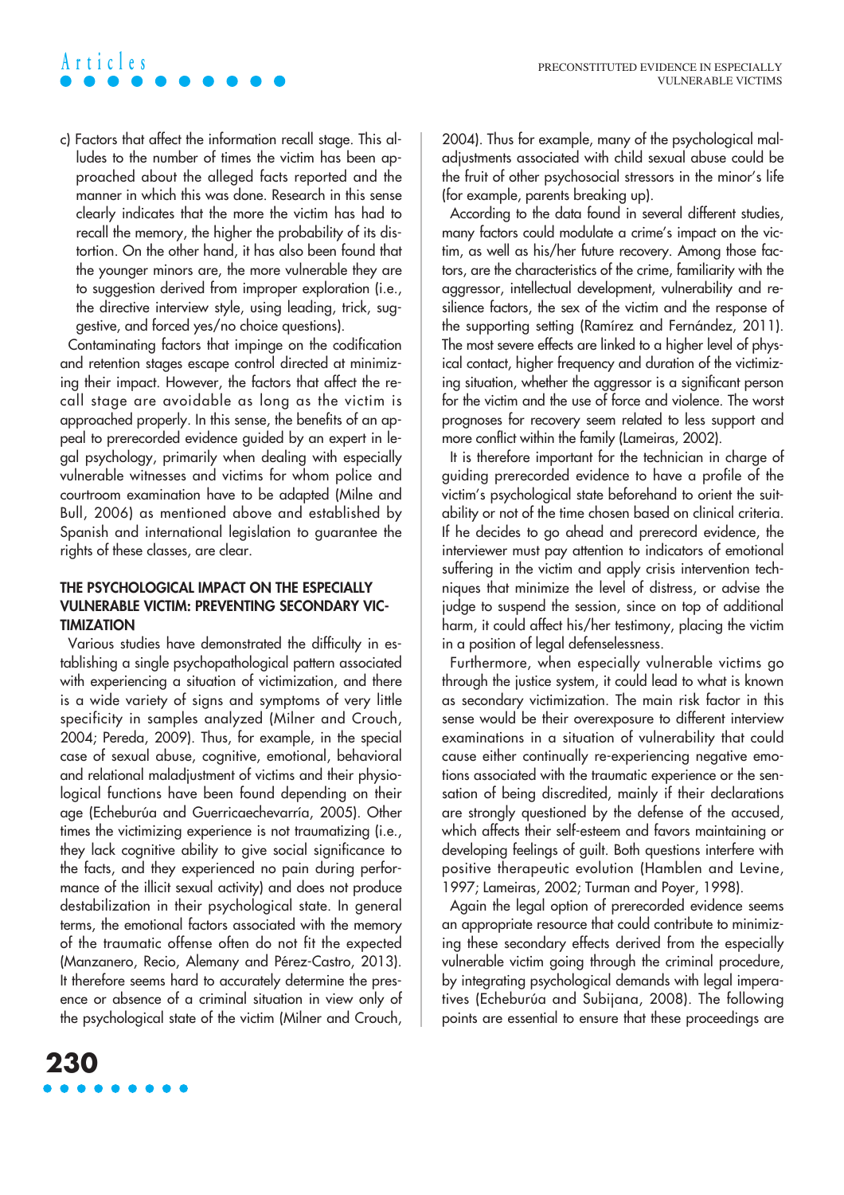c) Factors that affect the information recall stage. This alludes to the number of times the victim has been approached about the alleged facts reported and the manner in which this was done. Research in this sense clearly indicates that the more the victim has had to recall the memory, the higher the probability of its distortion. On the other hand, it has also been found that the younger minors are, the more vulnerable they are to suggestion derived from improper exploration (i.e., the directive interview style, using leading, trick, suggestive, and forced yes/no choice questions).

Contaminating factors that impinge on the codification and retention stages escape control directed at minimizing their impact. However, the factors that affect the recall stage are avoidable as long as the victim is approached properly. In this sense, the benefits of an appeal to prerecorded evidence guided by an expert in legal psychology, primarily when dealing with especially vulnerable witnesses and victims for whom police and courtroom examination have to be adapted (Milne and Bull, 2006) as mentioned above and established by Spanish and international legislation to guarantee the rights of these classes, are clear.

## THE PSYCHOLOGICAL IMPACT ON THE ESPECIALLY VULNERABLE VICTIM: PREVENTING SECONDARY VICTIMIZATION

Various studies have demonstrated the difficulty in establishing a single psychopathological pattern associated with experiencing a situation of victimization, and there is a wide variety of signs and symptoms of very little specificity in samples analyzed (Milner and Crouch, 2004; Pereda, 2009). Thus, for example, in the special case of sexual abuse, cognitive, emotional, behavioral and relational maladjustment of victims and their physiological functions have been found depending on their age (Echeburúa and Guerricaechevarría, 2005). Other times the victimizing experience is not traumatizing (i.e., they lack cognitive ability to give social significance to the facts, and they experienced no pain during performance of the illicit sexual activity) and does not produce destabilization in their psychological state. In general terms, the emotional factors associated with the memory of the traumatic offense often do not fit the expected (Manzanero, Recio, Alemany and Pérez-Castro, 2013). It therefore seems hard to accurately determine the presence or absence of a criminal situation in view only of the psychological state of the victim (Milner and Crouch, 2004). Thus for example, many of the psychological maladjustments associated with child sexual abuse could be the fruit of other psychosocial stressors in the minor's life (for example, parents breaking up).

According to the data found in several different studies, many factors could modulate a crime's impact on the victim, as well as his/her future recovery. Among those factors, are the characteristics of the crime, familiarity with the aggressor, intellectual development, vulnerability and resilience factors, the sex of the victim and the response of the supporting setting (Ramírez and Fernández, 2011). The most severe effects are linked to a higher level of physical contact, higher frequency and duration of the victimizing situation, whether the aggressor is a significant person for the victim and the use of force and violence. The worst prognoses for recovery seem related to less support and more conflict within the family (Lameiras, 2002).

It is therefore important for the technician in charge of guiding prerecorded evidence to have a profile of the victim's psychological state beforehand to orient the suitability or not of the time chosen based on clinical criteria. If he decides to go ahead and prerecord evidence, the interviewer must pay attention to indicators of emotional suffering in the victim and apply crisis intervention techniques that minimize the level of distress, or advise the judge to suspend the session, since on top of additional harm, it could affect his/her testimony, placing the victim in a position of legal defenselessness.

Furthermore, when especially vulnerable victims go through the justice system, it could lead to what is known as secondary victimization. The main risk factor in this sense would be their overexposure to different interview examinations in a situation of vulnerability that could cause either continually re-experiencing negative emotions associated with the traumatic experience or the sensation of being discredited, mainly if their declarations are strongly questioned by the defense of the accused, which affects their self-esteem and favors maintaining or developing feelings of guilt. Both questions interfere with positive therapeutic evolution (Hamblen and Levine, 1997; Lameiras, 2002; Turman and Poyer, 1998).

Again the legal option of prerecorded evidence seems an appropriate resource that could contribute to minimizing these secondary effects derived from the especially vulnerable victim going through the criminal procedure, by integrating psychological demands with legal imperatives (Echeburúa and Subijana, 2008). The following points are essential to ensure that these proceedings are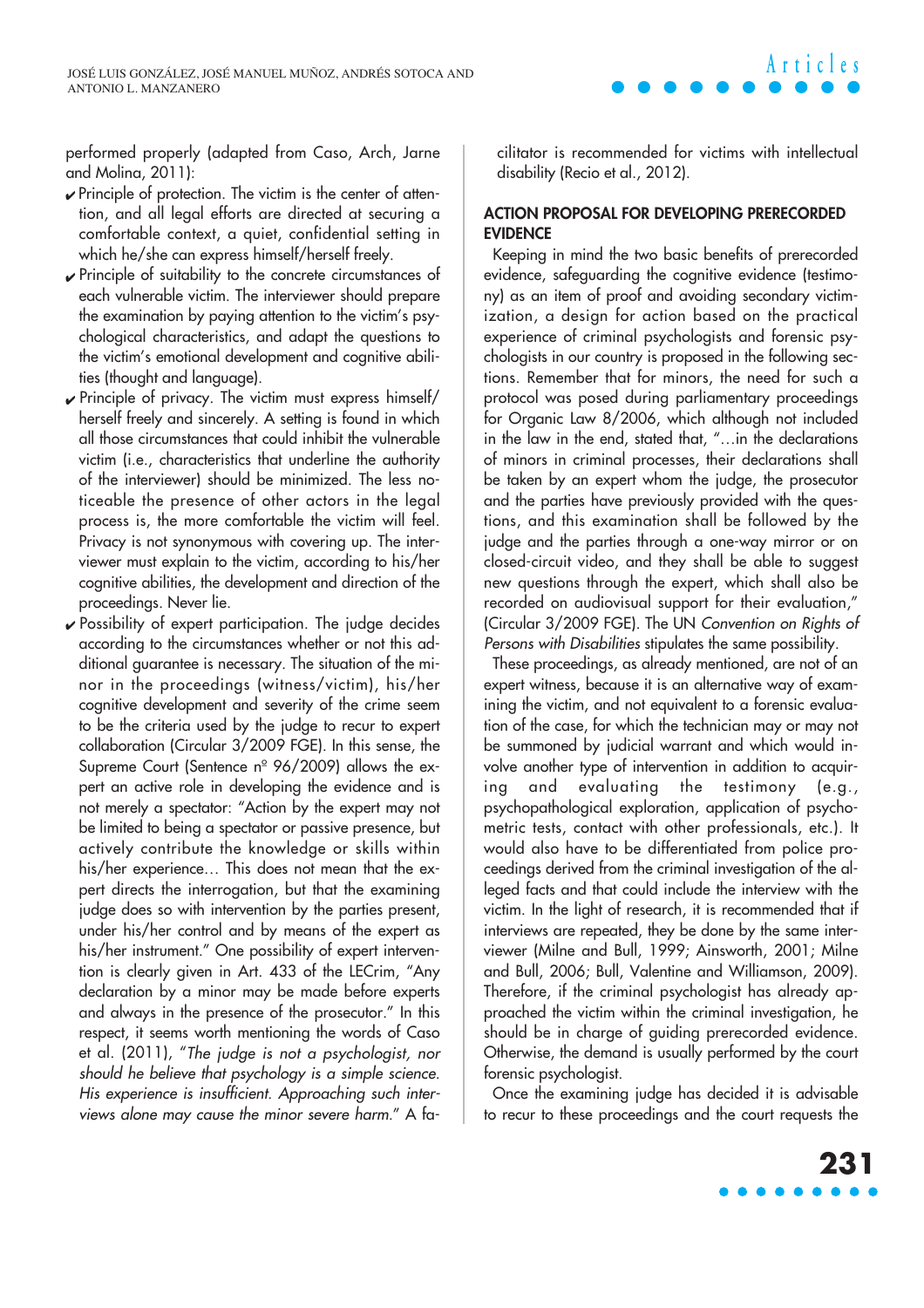performed properly (adapted from Caso, Arch, Jarne and Molina, 2011):

- ✔ Principle of protection. The victim is the center of attention, and all legal efforts are directed at securing a comfortable context, a quiet, confidential setting in which he/she can express himself/herself freely.
- ✔ Principle of suitability to the concrete circumstances of each vulnerable victim. The interviewer should prepare the examination by paying attention to the victim's psychological characteristics, and adapt the questions to the victim's emotional development and cognitive abilities (thought and language).
- ✔ Principle of privacy. The victim must express himself/herself freely and sincerely. A setting is found in which all those circumstances that could inhibit the vulnerable victim (i.e., characteristics that underline the authority of the interviewer) should be minimized. The less noticeable the presence of other actors in the legal process is, the more comfortable the victim will feel. Privacy is not synonymous with covering up. The interviewer must explain to the victim, according to his/her cognitive abilities, the development and direction of the proceedings. Never lie.
- ✔ Possibility of expert participation. The judge decides according to the circumstances whether or not this additional guarantee is necessary. The situation of the minor in the proceedings (witness/victim), his/her cognitive development and severity of the crime seem to be the criteria used by the judge to recur to expert collaboration (Circular 3/2009 FGE). In this sense, the Supreme Court (Sentence nº 96/2009) allows the expert an active role in developing the evidence and is not merely a spectator: "Action by the expert may not be limited to being a spectator or passive presence, but actively contribute the knowledge or skills within his/her experience… This does not mean that the expert directs the interrogation, but that the examining judge does so with intervention by the parties present, under his/her control and by means of the expert as his/her instrument." One possibility of expert intervention is clearly given in Art. 433 of the LECrim, "Any declaration by a minor may be made before experts and always in the presence of the prosecutor." In this respect, it seems worth mentioning the words of Caso et al. (2011), "*The judge is not a psychologist, nor should he believe that psychology is a simple science. His experience is insufficient. Approaching such interviews alone may cause the minor severe harm.*" A facilitator is recommended for victims with intellectual disability (Recio et al., 2012).

## ACTION PROPOSAL FOR DEVELOPING PRERECORDED EVIDENCE

Keeping in mind the two basic benefits of prerecorded evidence, safeguarding the cognitive evidence (testimony) as an item of proof and avoiding secondary victimization, a design for action based on the practical experience of criminal psychologists and forensic psychologists in our country is proposed in the following sections. Remember that for minors, the need for such a protocol was posed during parliamentary proceedings for Organic Law 8/2006, which although not included in the law in the end, stated that, "…in the declarations of minors in criminal processes, their declarations shall be taken by an expert whom the judge, the prosecutor and the parties have previously provided with the questions, and this examination shall be followed by the judge and the parties through a one-way mirror or on closed-circuit video, and they shall be able to suggest new questions through the expert, which shall also be recorded on audiovisual support for their evaluation," (Circular 3/2009 FGE). The UN *Convention on Rights of Persons with Disabilities* stipulates the same possibility.

These proceedings, as already mentioned, are not of an expert witness, because it is an alternative way of examining the victim, and not equivalent to a forensic evaluation of the case, for which the technician may or may not be summoned by judicial warrant and which would involve another type of intervention in addition to acquiring and evaluating the testimony (e.g., psychopathological exploration, application of psychometric tests, contact with other professionals, etc.). It would also have to be differentiated from police proceedings derived from the criminal investigation of the alleged facts and that could include the interview with the victim. In the light of research, it is recommended that if interviews are repeated, they be done by the same interviewer (Milne and Bull, 1999; Ainsworth, 2001; Milne and Bull, 2006; Bull, Valentine and Williamson, 2009). Therefore, if the criminal psychologist has already approached the victim within the criminal investigation, he should be in charge of guiding prerecorded evidence. Otherwise, the demand is usually performed by the court forensic psychologist.

Once the examining judge has decided it is advisable to recur to these proceedings and the court requests the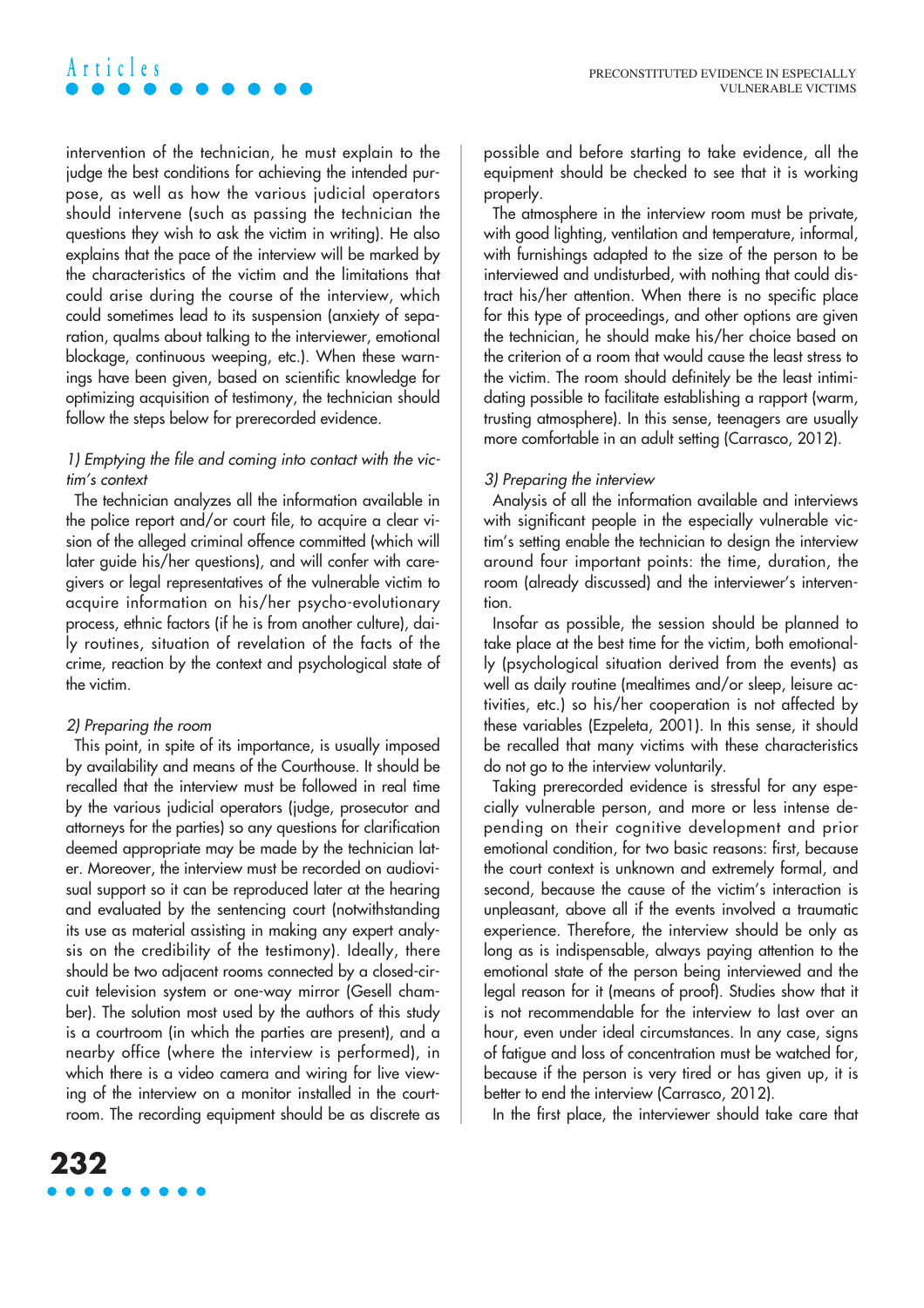intervention of the technician, he must explain to the judge the best conditions for achieving the intended purpose, as well as how the various judicial operators should intervene (such as passing the technician the questions they wish to ask the victim in writing). He also explains that the pace of the interview will be marked by the characteristics of the victim and the limitations that could arise during the course of the interview, which could sometimes lead to its suspension (anxiety of separation, qualms about talking to the interviewer, emotional blockage, continuous weeping, etc.). When these warnings have been given, based on scientific knowledge for optimizing acquisition of testimony, the technician should follow the steps below for prerecorded evidence.

*1) Emptying the file and coming into contact with the victim's context*

The technician analyzes all the information available in the police report and/or court file, to acquire a clear vision of the alleged criminal offence committed (which will later guide his/her questions), and will confer with caregivers or legal representatives of the vulnerable victim to acquire information on his/her psycho-evolutionary process, ethnic factors (if he is from another culture), daily routines, situation of revelation of the facts of the crime, reaction by the context and psychological state of the victim.

*2) Preparing the room*

This point, in spite of its importance, is usually imposed by availability and means of the Courthouse. It should be recalled that the interview must be followed in real time by the various judicial operators (judge, prosecutor and attorneys for the parties) so any questions for clarification deemed appropriate may be made by the technician later. Moreover, the interview must be recorded on audiovisual support so it can be reproduced later at the hearing and evaluated by the sentencing court (notwithstanding its use as material assisting in making any expert analysis on the credibility of the testimony). Ideally, there should be two adjacent rooms connected by a closed-circuit television system or one-way mirror (Gesell chamber). The solution most used by the authors of this study is a courtroom (in which the parties are present), and a nearby office (where the interview is performed), in which there is a video camera and wiring for live viewing of the interview on a monitor installed in the courtroom. The recording equipment should be as discrete as possible and before starting to take evidence, all the equipment should be checked to see that it is working properly.

The atmosphere in the interview room must be private, with good lighting, ventilation and temperature, informal, with furnishings adapted to the size of the person to be interviewed and undisturbed, with nothing that could distract his/her attention. When there is no specific place for this type of proceedings, and other options are given the technician, he should make his/her choice based on the criterion of a room that would cause the least stress to the victim. The room should definitely be the least intimidating possible to facilitate establishing a rapport (warm, trusting atmosphere). In this sense, teenagers are usually more comfortable in an adult setting (Carrasco, 2012).

*3) Preparing the interview*

Analysis of all the information available and interviews with significant people in the especially vulnerable victim's setting enable the technician to design the interview around four important points: the time, duration, the room (already discussed) and the interviewer's intervention.

Insofar as possible, the session should be planned to take place at the best time for the victim, both emotionally (psychological situation derived from the events) as well as daily routine (mealtimes and/or sleep, leisure activities, etc.) so his/her cooperation is not affected by these variables (Ezpeleta, 2001). In this sense, it should be recalled that many victims with these characteristics do not go to the interview voluntarily.

Taking prerecorded evidence is stressful for any especially vulnerable person, and more or less intense depending on their cognitive development and prior emotional condition, for two basic reasons: first, because the court context is unknown and extremely formal, and second, because the cause of the victim's interaction is unpleasant, above all if the events involved a traumatic experience. Therefore, the interview should be only as long as is indispensable, always paying attention to the emotional state of the person being interviewed and the legal reason for it (means of proof). Studies show that it is not recommendable for the interview to last over an hour, even under ideal circumstances. In any case, signs of fatigue and loss of concentration must be watched for, because if the person is very tired or has given up, it is better to end the interview (Carrasco, 2012).

In the first place, the interviewer should take care that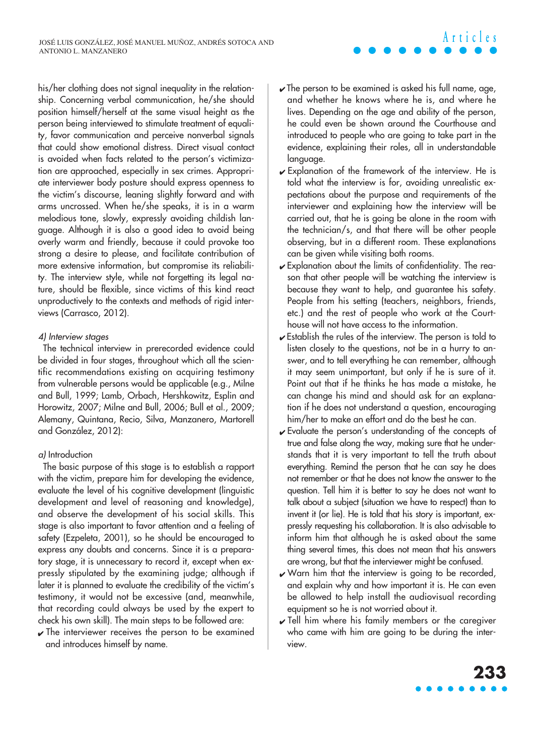his/her clothing does not signal inequality in the relationship. Concerning verbal communication, he/she should position himself/herself at the same visual height as the person being interviewed to stimulate treatment of equality, favor communication and perceive nonverbal signals that could show emotional distress. Direct visual contact is avoided when facts related to the person's victimization are approached, especially in sex crimes. Appropriate interviewer body posture should express openness to the victim's discourse, leaning slightly forward and with arms uncrossed. When he/she speaks, it is in a warm melodious tone, slowly, expressly avoiding childish language. Although it is also a good idea to avoid being overly warm and friendly, because it could provoke too strong a desire to please, and facilitate contribution of more extensive information, but compromise its reliability. The interview style, while not forgetting its legal nature, should be flexible, since victims of this kind react unproductively to the contexts and methods of rigid interviews (Carrasco, 2012).

*4) Interview stages*

The technical interview in prerecorded evidence could be divided in four stages, throughout which all the scientific recommendations existing on acquiring testimony from vulnerable persons would be applicable (e.g., Milne and Bull, 1999; Lamb, Orbach, Hershkowitz, Esplin and Horowitz, 2007; Milne and Bull, 2006; Bull et al., 2009; Alemany, Quintana, Recio, Silva, Manzanero, Martorell and González, 2012):

*a)* Introduction

The basic purpose of this stage is to establish a rapport with the victim, prepare him for developing the evidence, evaluate the level of his cognitive development (linguistic development and level of reasoning and knowledge), and observe the development of his social skills. This stage is also important to favor attention and a feeling of safety (Ezpeleta, 2001), so he should be encouraged to express any doubts and concerns. Since it is a preparatory stage, it is unnecessary to record it, except when expressly stipulated by the examining judge; although if later it is planned to evaluate the credibility of the victim's testimony, it would not be excessive (and, meanwhile, that recording could always be used by the expert to check his own skill). The main steps to be followed are:

- ✔ The interviewer receives the person to be examined and introduces himself by name.
- ✔ The person to be examined is asked his full name, age, and whether he knows where he is, and where he lives. Depending on the age and ability of the person, he could even be shown around the Courthouse and introduced to people who are going to take part in the evidence, explaining their roles, all in understandable language.
- ✔ Explanation of the framework of the interview. He is told what the interview is for, avoiding unrealistic expectations about the purpose and requirements of the interviewer and explaining how the interview will be carried out, that he is going be alone in the room with the technician/s, and that there will be other people observing, but in a different room. These explanations can be given while visiting both rooms.
- ✔ Explanation about the limits of confidentiality. The reason that other people will be watching the interview is because they want to help, and guarantee his safety. People from his setting (teachers, neighbors, friends, etc.) and the rest of people who work at the Courthouse will not have access to the information.
- ✔ Establish the rules of the interview. The person is told to listen closely to the questions, not be in a hurry to answer, and to tell everything he can remember, although it may seem unimportant, but only if he is sure of it. Point out that if he thinks he has made a mistake, he can change his mind and should ask for an explanation if he does not understand a question, encouraging him/her to make an effort and do the best he can.
- ✔ Evaluate the person's understanding of the concepts of true and false along the way, making sure that he understands that it is very important to tell the truth about everything. Remind the person that he can say he does not remember or that he does not know the answer to the question. Tell him it is better to say he does not want to talk about a subject (situation we have to respect) than to invent it (or lie). He is told that his story is important, expressly requesting his collaboration. It is also advisable to inform him that although he is asked about the same thing several times, this does not mean that his answers are wrong, but that the interviewer might be confused.
- ✔ Warn him that the interview is going to be recorded, and explain why and how important it is. He can even be allowed to help install the audiovisual recording equipment so he is not worried about it.
- ✔ Tell him where his family members or the caregiver who came with him are going to be during the interview.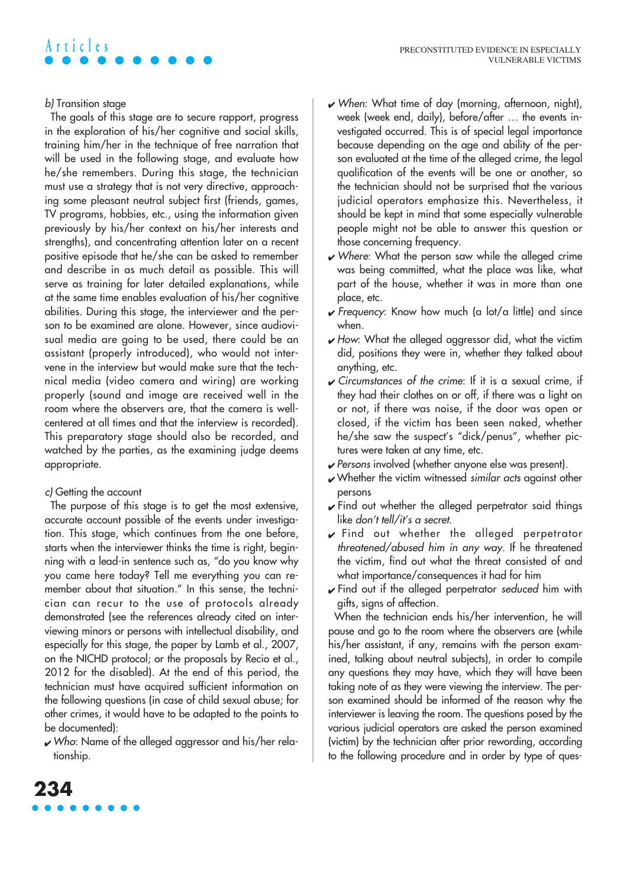*b)* Transition stage

The goals of this stage are to secure rapport, progress in the exploration of his/her cognitive and social skills, training him/her in the technique of free narration that will be used in the following stage, and evaluate how he/she remembers. During this stage, the technician must use a strategy that is not very directive, approaching some pleasant neutral subject first (friends, games, TV programs, hobbies, etc., using the information given previously by his/her context on his/her interests and strengths), and concentrating attention later on a recent positive episode that he/she can be asked to remember and describe in as much detail as possible. This will serve as training for later detailed explanations, while at the same time enables evaluation of his/her cognitive abilities. During this stage, the interviewer and the person to be examined are alone. However, since audiovisual media are going to be used, there could be an assistant (properly introduced), who would not intervene in the interview but would make sure that the technical media (video camera and wiring) are working properly (sound and image are received well in the room where the observers are, that the camera is well-centered at all times and that the interview is recorded). This preparatory stage should also be recorded, and watched by the parties, as the examining judge deems appropriate.

*c)* Getting the account

The purpose of this stage is to get the most extensive, accurate account possible of the events under investigation. This stage, which continues from the one before, starts when the interviewer thinks the time is right, beginning with a lead-in sentence such as, "do you know why you came here today? Tell me everything you can remember about that situation." In this sense, the technician can recur to the use of protocols already demonstrated (see the references already cited on interviewing minors or persons with intellectual disability, and especially for this stage, the paper by Lamb et al., 2007, on the NICHD protocol; or the proposals by Recio et al., 2012 for the disabled). At the end of this period, the technician must have acquired sufficient information on the following questions (in case of child sexual abuse; for other crimes, it would have to be adapted to the points to be documented):

- *Who*: Name of the alleged aggressor and his/her relationship.
- *When*: What time of day (morning, afternoon, night), week (week end, daily), before/after ... the events investigated occurred. This is of special legal importance because depending on the age and ability of the person evaluated at the time of the alleged crime, the legal qualification of the events will be one or another, so the technician should not be surprised that the various judicial operators emphasize this. Nevertheless, it should be kept in mind that some especially vulnerable people might not be able to answer this question or those concerning frequency.
- *Where*: What the person saw while the alleged crime was being committed, what the place was like, what part of the house, whether it was in more than one place, etc.
- *Frequency*: Know how much (a lot/a little) and since when.
- *How*: What the alleged aggressor did, what the victim did, positions they were in, whether they talked about anything, etc.
- *Circumstances of the crime*: If it is a sexual crime, if they had their clothes on or off, if there was a light on or not, if there was noise, if the door was open or closed, if the victim has been seen naked, whether he/she saw the suspect's "dick/penus", whether pictures were taken at any time, etc.
- *Persons* involved (whether anyone else was present).
- Whether the victim witnessed *similar acts* against other persons
- Find out whether the alleged perpetrator said things like *don't tell/it's a secret*.
- Find out whether the alleged perpetrator *threatened/abused him in any way*. If he threatened the victim, find out what the threat consisted of and what importance/consequences it had for him
- Find out if the alleged perpetrator *seduced* him with gifts, signs of affection.

When the technician ends his/her intervention, he will pause and go to the room where the observers are (while his/her assistant, if any, remains with the person examined, talking about neutral subjects), in order to compile any questions they may have, which they will have been taking note of as they were viewing the interview. The person examined should be informed of the reason why the interviewer is leaving the room. The questions posed by the various judicial operators are asked the person examined (victim) by the technician after prior rewording, according to the following procedure and in order by type of ques-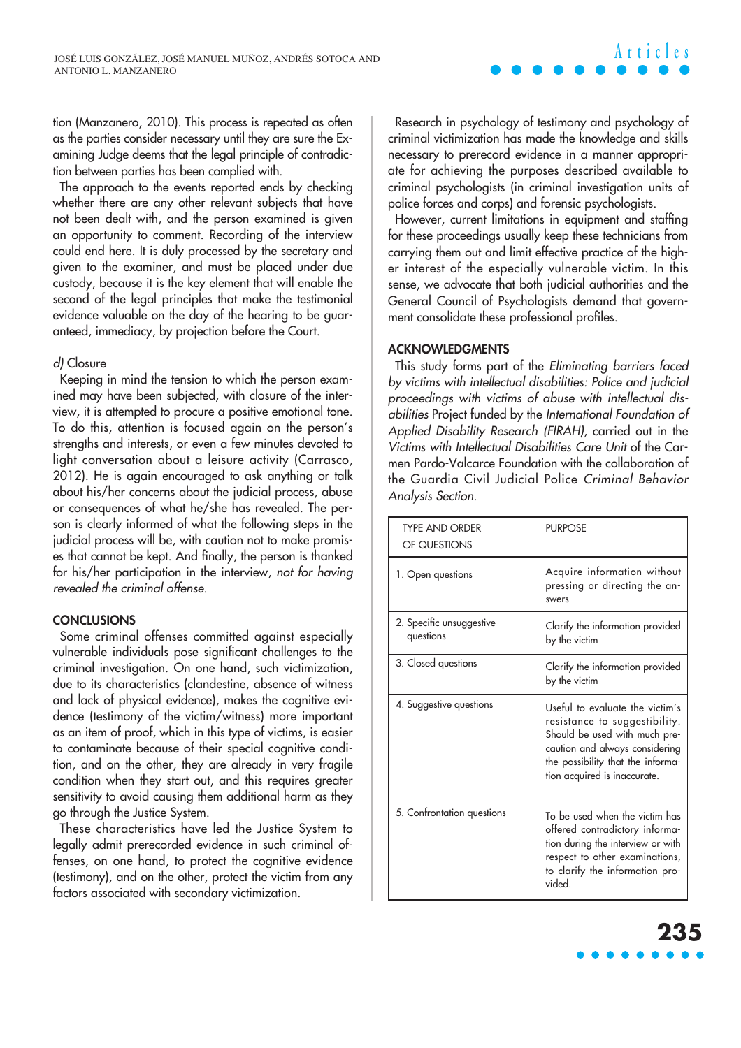tion (Manzanero, 2010). This process is repeated as often as the parties consider necessary until they are sure the Examining Judge deems that the legal principle of contradiction between parties has been complied with.

The approach to the events reported ends by checking whether there are any other relevant subjects that have not been dealt with, and the person examined is given an opportunity to comment. Recording of the interview could end here. It is duly processed by the secretary and given to the examiner, and must be placed under due custody, because it is the key element that will enable the second of the legal principles that make the testimonial evidence valuable on the day of the hearing to be guaranteed, immediacy, by projection before the Court.

*d)* Closure

Keeping in mind the tension to which the person examined may have been subjected, with closure of the interview, it is attempted to procure a positive emotional tone. To do this, attention is focused again on the person's strengths and interests, or even a few minutes devoted to light conversation about a leisure activity (Carrasco, 2012). He is again encouraged to ask anything or talk about his/her concerns about the judicial process, abuse or consequences of what he/she has revealed. The person is clearly informed of what the following steps in the judicial process will be, with caution not to make promises that cannot be kept. And finally, the person is thanked for his/her participation in the interview, *not for having revealed the criminal offense.*

## CONCLUSIONS

Some criminal offenses committed against especially vulnerable individuals pose significant challenges to the criminal investigation. On one hand, such victimization, due to its characteristics (clandestine, absence of witness and lack of physical evidence), makes the cognitive evidence (testimony of the victim/witness) more important as an item of proof, which in this type of victims, is easier to contaminate because of their special cognitive condition, and on the other, they are already in very fragile condition when they start out, and this requires greater sensitivity to avoid causing them additional harm as they go through the Justice System.

These characteristics have led the Justice System to legally admit prerecorded evidence in such criminal offenses, on one hand, to protect the cognitive evidence (testimony), and on the other, protect the victim from any factors associated with secondary victimization.

Research in psychology of testimony and psychology of criminal victimization has made the knowledge and skills necessary to prerecord evidence in a manner appropriate for achieving the purposes described available to criminal psychologists (in criminal investigation units of police forces and corps) and forensic psychologists.

However, current limitations in equipment and staffing for these proceedings usually keep these technicians from carrying them out and limit effective practice of the higher interest of the especially vulnerable victim. In this sense, we advocate that both judicial authorities and the General Council of Psychologists demand that government consolidate these professional profiles.

## ACKNOWLEDGMENTS

This study forms part of the *Eliminating barriers faced by victims with intellectual disabilities: Police and judicial proceedings with victims of abuse with intellectual disabilities* Project funded by the *International Foundation of Applied Disability Research (FIRAH)*, carried out in the *Victims with Intellectual Disabilities Care Unit* of the Carmen Pardo-Valcarce Foundation with the collaboration of the Guardia Civil Judicial Police *Criminal Behavior Analysis Section.*

| TYPE AND ORDER OF QUESTIONS | PURPOSE |
|---|---|
| 1. Open questions | Acquire information without pressing or directing the answers |
| 2. Specific unsuggestive questions | Clarify the information provided by the victim |
| 3. Closed questions | Clarify the information provided by the victim |
| 4. Suggestive questions | Useful to evaluate the victim's resistance to suggestibility. Should be used with much precaution and always considering the possibility that the information acquired is inaccurate. |
| 5. Confrontation questions | To be used when the victim has offered contradictory information during the interview or with respect to other examinations, to clarify the information provided. |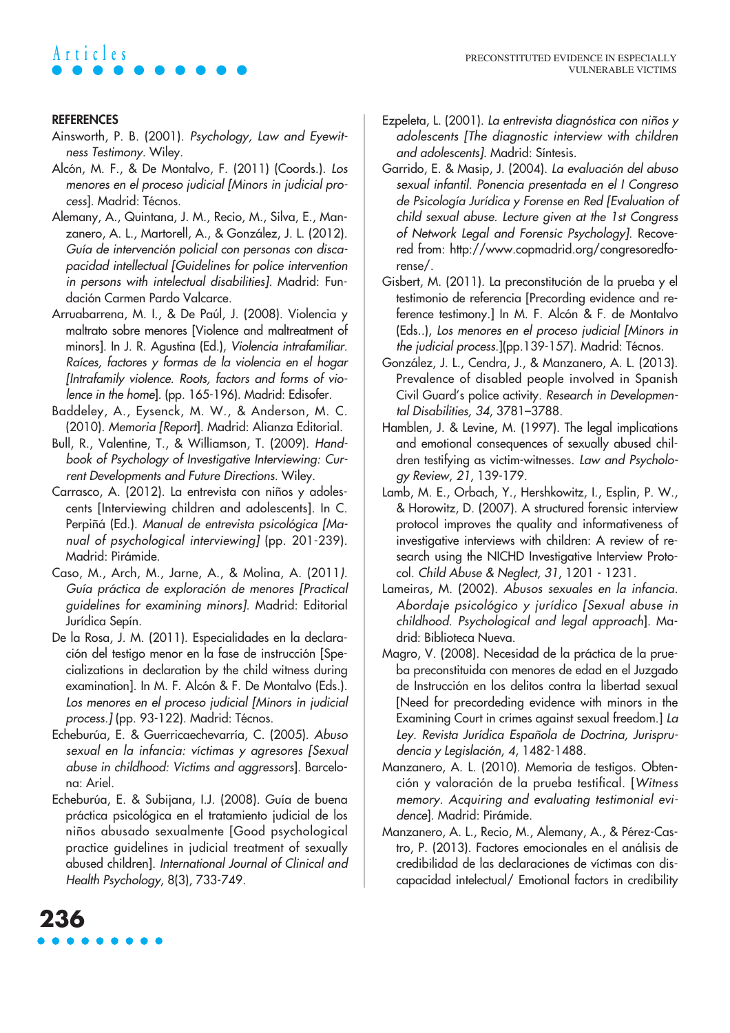## REFERENCES

Ainsworth, P. B. (2001). *Psychology, Law and Eyewitness Testimony*. Wiley.

Alcón, M. F., & De Montalvo, F. (2011) (Coords.). *Los menores en el proceso judicial [Minors in judicial process*]. Madrid: Técnos.

Alemany, A., Quintana, J. M., Recio, M., Silva, E., Manzanero, A. L., Martorell, A., & González, J. L. (2012). *Guía de intervención policial con personas con discapacidad intellectual [Guidelines for police intervention in persons with intelectual disabilities]*. Madrid: Fundación Carmen Pardo Valcarce.

Arruabarrena, M. I., & De Paúl, J. (2008). Violencia y maltrato sobre menores [Violence and maltreatment of minors]. In J. R. Agustina (Ed.), *Violencia intrafamiliar. Raíces, factores y formas de la violencia en el hogar [Intrafamily violence. Roots, factors and forms of violence in the home*]. (pp. 165-196). Madrid: Edisofer.

Baddeley, A., Eysenck, M. W., & Anderson, M. C. (2010). *Memoria [Report*]. Madrid: Alianza Editorial.

Bull, R., Valentine, T., & Williamson, T. (2009). *Handbook of Psychology of Investigative Interviewing: Current Developments and Future Directions*. Wiley.

Carrasco, A. (2012). La entrevista con niños y adolescents [Interviewing children and adolescents]. In C. Perpiñá (Ed.). *Manual de entrevista psicológica [Manual of psychological interviewing]* (pp. 201-239). Madrid: Pirámide.

Caso, M., Arch, M., Jarne, A., & Molina, A. (2011*). Guía práctica de exploración de menores [Practical guidelines for examining minors]*. Madrid: Editorial Jurídica Sepín.

De la Rosa, J. M. (2011). Especialidades en la declaración del testigo menor en la fase de instrucción [Specializations in declaration by the child witness during examination]. In M. F. Alcón & F. De Montalvo (Eds.). *Los menores en el proceso judicial [Minors in judicial process.]* (pp. 93-122). Madrid: Técnos.

Echeburúa, E. & Guerricaechevarría, C. (2005). *Abuso sexual en la infancia: víctimas y agresores [Sexual abuse in childhood: Victims and aggressors*]. Barcelona: Ariel.

Echeburúa, E. & Subijana, I.J. (2008). Guía de buena práctica psicológica en el tratamiento judicial de los niños abusado sexualmente [Good psychological practice guidelines in judicial treatment of sexually abused children]. *International Journal of Clinical and Health Psychology*, 8(3), 733-749.

Ezpeleta, L. (2001). *La entrevista diagnóstica con niños y adolescents [The diagnostic interview with children and adolescents]*. Madrid: Síntesis.

Garrido, E. & Masip, J. (2004). *La evaluación del abuso sexual infantil. Ponencia presentada en el I Congreso de Psicología Jurídica y Forense en Red [Evaluation of child sexual abuse. Lecture given at the 1st Congress of Network Legal and Forensic Psychology]*. Recovered from: http://www.copmadrid.org/congresoredforense/.

Gisbert, M. (2011). La preconstitución de la prueba y el testimonio de referencia [Precording evidence and reference testimony.] In M. F. Alcón & F. de Montalvo (Eds..), *Los menores en el proceso judicial [Minors in the judicial process.*](pp.139-157). Madrid: Técnos.

González, J. L., Cendra, J., & Manzanero, A. L. (2013). Prevalence of disabled people involved in Spanish Civil Guard's police activity. *Research in Developmental Disabilities, 34*, 3781–3788.

Hamblen, J. & Levine, M. (1997). The legal implications and emotional consequences of sexually abused children testifying as victim-witnesses. *Law and Psychology Review, 21*, 139-179.

Lamb, M. E., Orbach, Y., Hershkowitz, I., Esplin, P. W., & Horowitz, D. (2007). A structured forensic interview protocol improves the quality and informativeness of investigative interviews with children: A review of research using the NICHD Investigative Interview Protocol. *Child Abuse & Neglect, 31*, 1201 - 1231.

Lameiras, M. (2002). *Abusos sexuales en la infancia. Abordaje psicológico y jurídico [Sexual abuse in childhood. Psychological and legal approach*]. Madrid: Biblioteca Nueva.

Magro, V. (2008). Necesidad de la práctica de la prueba preconstituida con menores de edad en el Juzgado de Instrucción en los delitos contra la libertad sexual [Need for precordeding evidence with minors in the Examining Court in crimes against sexual freedom.] *La Ley. Revista Jurídica Española de Doctrina, Jurisprudencia y Legislación, 4*, 1482-1488.

Manzanero, A. L. (2010). Memoria de testigos. Obtención y valoración de la prueba testifical. [*Witness memory. Acquiring and evaluating testimonial evidence*]. Madrid: Pirámide.

Manzanero, A. L., Recio, M., Alemany, A., & Pérez-Castro, P. (2013). Factores emocionales en el análisis de credibilidad de las declaraciones de víctimas con discapacidad intelectual/ Emotional factors in credibility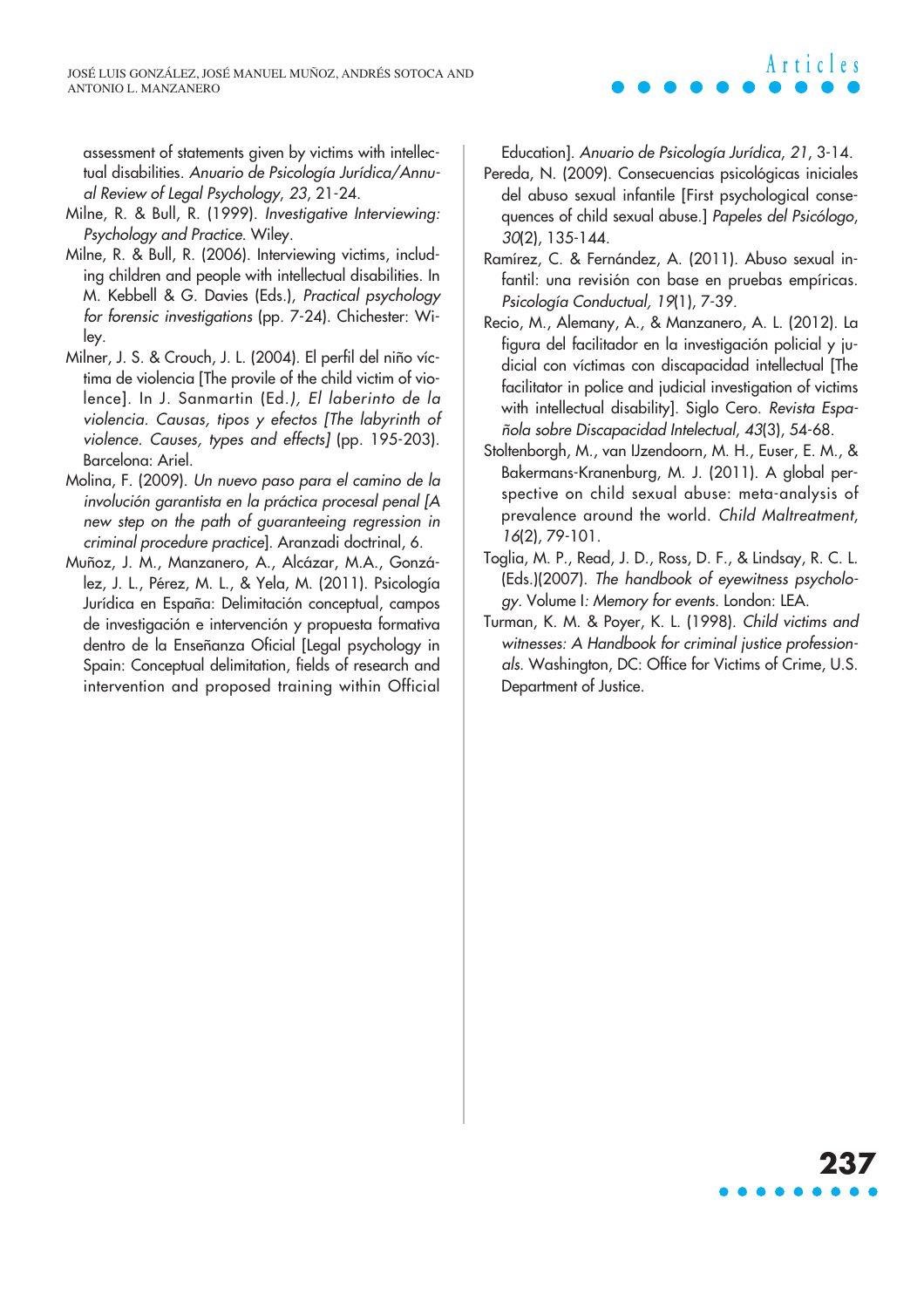assessment of statements given by victims with intellectual disabilities. *Anuario de Psicología Jurídica/Annual Review of Legal Psychology, 23*, 21-24.

Milne, R. & Bull, R. (1999). *Investigative Interviewing: Psychology and Practice.* Wiley.

Milne, R. & Bull, R. (2006). Interviewing victims, including children and people with intellectual disabilities. In M. Kebbell & G. Davies (Eds.), *Practical psychology for forensic investigations* (pp. 7-24). Chichester: Wiley.

Milner, J. S. & Crouch, J. L. (2004). El perfil del niño víctima de violencia [The provile of the child victim of violence]. In J. Sanmartin (Ed.*), El laberinto de la violencia. Causas, tipos y efectos [The labyrinth of violence. Causes, types and effects]* (pp. 195-203). Barcelona: Ariel.

Molina, F. (2009). *Un nuevo paso para el camino de la involución garantista en la práctica procesal penal [A new step on the path of guaranteeing regression in criminal procedure practice*]. Aranzadi doctrinal, 6.

Muñoz, J. M., Manzanero, A., Alcázar, M.A., González, J. L., Pérez, M. L., & Yela, M. (2011). Psicología Jurídica en España: Delimitación conceptual, campos de investigación e intervención y propuesta formativa dentro de la Enseñanza Oficial [Legal psychology in Spain: Conceptual delimitation, fields of research and intervention and proposed training within Official Education]. *Anuario de Psicología Jurídica, 21*, 3-14.

Pereda, N. (2009). Consecuencias psicológicas iniciales del abuso sexual infantil [First psychological consequences of child sexual abuse.] *Papeles del Psicólogo, 30*(2), 135-144.

Ramírez, C. & Fernández, A. (2011). Abuso sexual infantil: una revisión con base en pruebas empíricas. *Psicología Conductual, 19*(1), 7-39.

Recio, M., Alemany, A., & Manzanero, A. L. (2012). La figura del facilitador en la investigación policial y judicial con víctimas con discapacidad intellectual [The facilitator in police and judicial investigation of victims with intellectual disability]. Siglo Cero. *Revista Española sobre Discapacidad Intelectual, 43*(3), 54-68.

Stoltenborgh, M., van IJzendoorn, M. H., Euser, E. M., & Bakermans-Kranenburg, M. J. (2011). A global perspective on child sexual abuse: meta-analysis of prevalence around the world. *Child Maltreatment, 16*(2), 79-101.

Toglia, M. P., Read, J. D., Ross, D. F., & Lindsay, R. C. L. (Eds.)(2007). *The handbook of eyewitness psychology.* Volume I*: Memory for events.* London: LEA.

Turman, K. M. & Poyer, K. L. (1998). *Child victims and witnesses: A Handbook for criminal justice professionals.* Washington, DC: Office for Victims of Crime, U.S. Department of Justice.